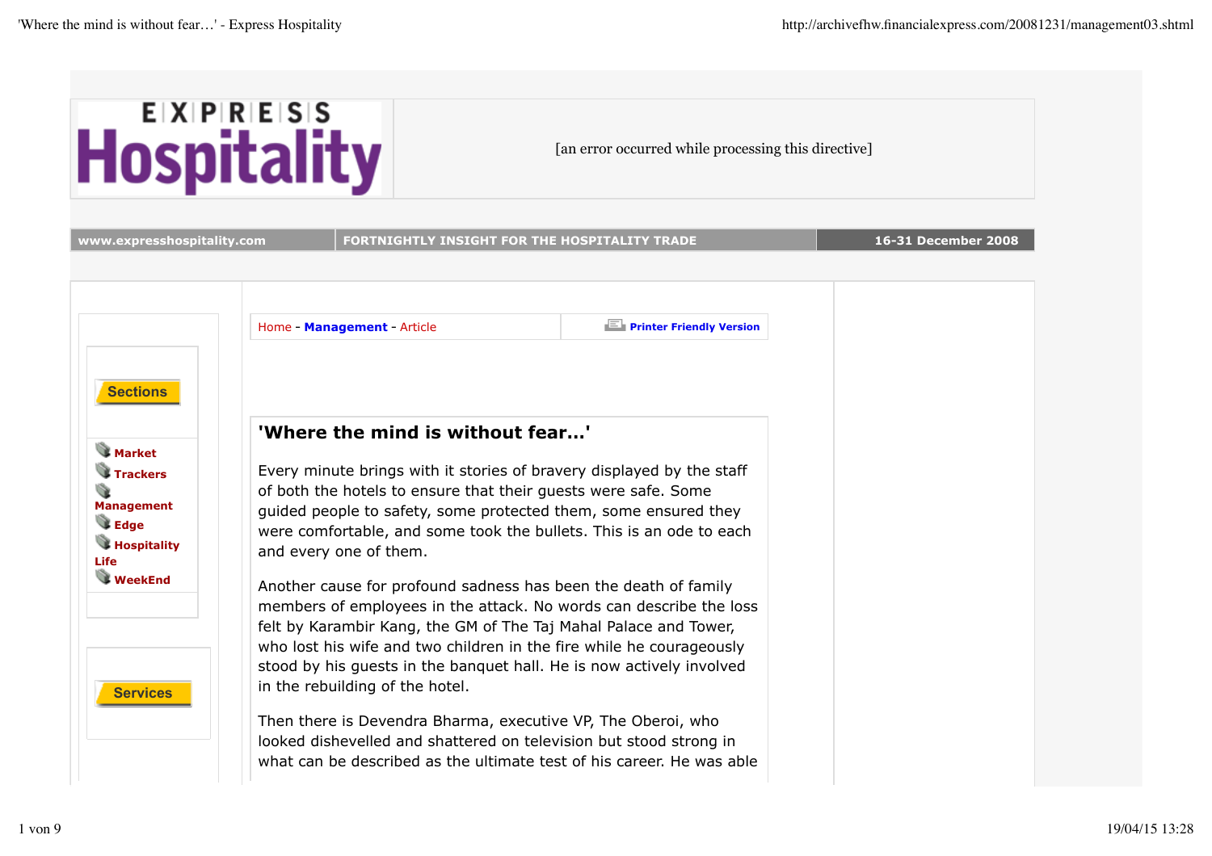EXPRESS Hospitality

[an error occurred while processing this directive]

www.expresshospitality.com | FORTNIGHTLY INSIGHT FOR THE HOSPITALITY TRADE | 16-31 December 2008

**Sections**

- Market
- Trackers
- Management
- Edge
- Hospitality Life
- WeekEnd

**Services**

Home - **Management** - Article

**Printer Friendly Version**

## 'Where the mind is without fear...'

Every minute brings with it stories of bravery displayed by the staff of both the hotels to ensure that their guests were safe. Some guided people to safety, some protected them, some ensured they were comfortable, and some took the bullets. This is an ode to each and every one of them.

Another cause for profound sadness has been the death of family members of employees in the attack. No words can describe the loss felt by Karambir Kang, the GM of The Taj Mahal Palace and Tower, who lost his wife and two children in the fire while he courageously stood by his guests in the banquet hall. He is now actively involved in the rebuilding of the hotel.

Then there is Devendra Bharma, executive VP, The Oberoi, who looked dishevelled and shattered on television but stood strong in what can be described as the ultimate test of his career. He was able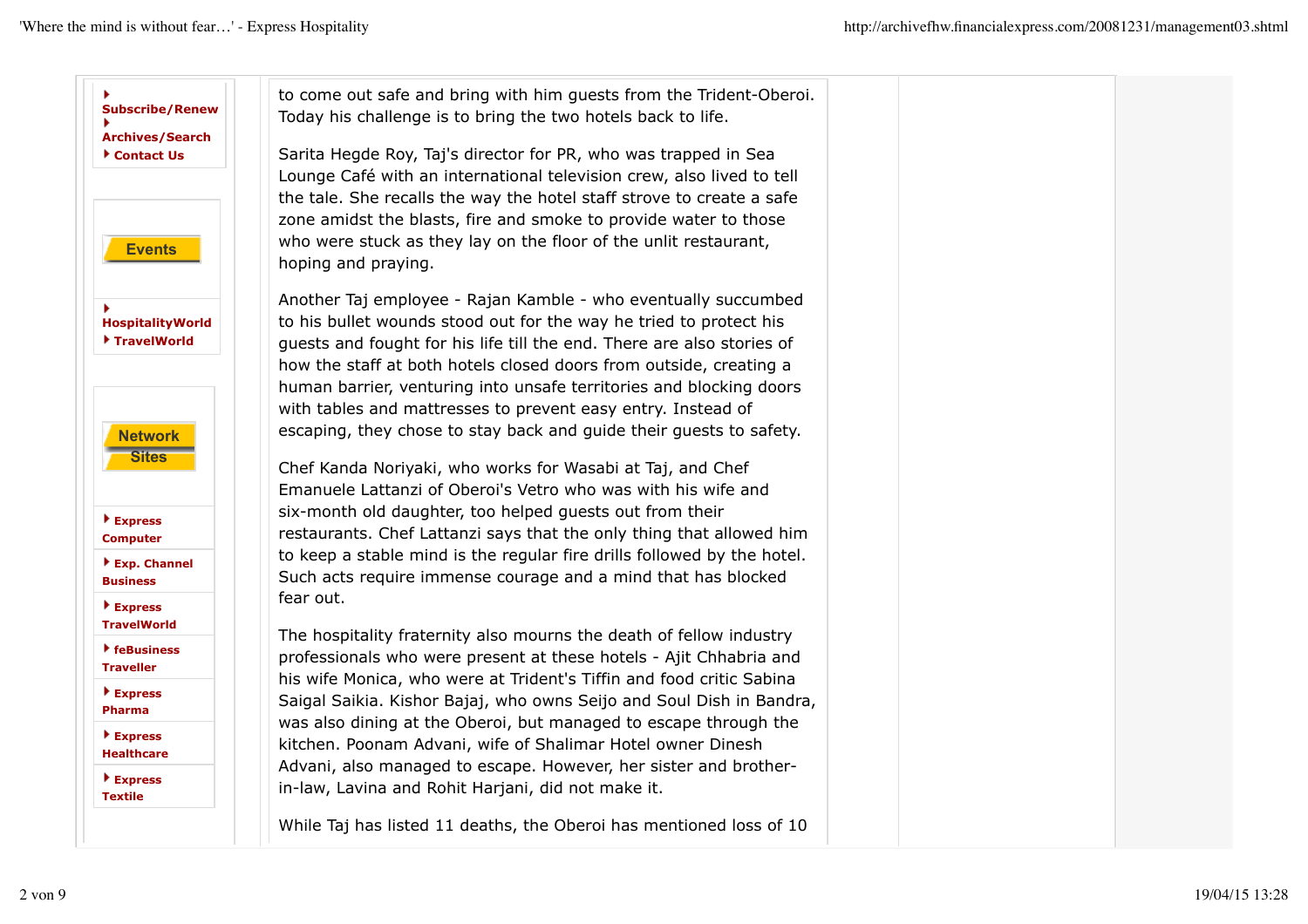to come out safe and bring with him guests from the Trident-Oberoi. Today his challenge is to bring the two hotels back to life.

Sarita Hegde Roy, Taj's director for PR, who was trapped in Sea Lounge Café with an international television crew, also lived to tell the tale. She recalls the way the hotel staff strove to create a safe zone amidst the blasts, fire and smoke to provide water to those who were stuck as they lay on the floor of the unlit restaurant, hoping and praying.

Another Taj employee - Rajan Kamble - who eventually succumbed to his bullet wounds stood out for the way he tried to protect his guests and fought for his life till the end. There are also stories of how the staff at both hotels closed doors from outside, creating a human barrier, venturing into unsafe territories and blocking doors with tables and mattresses to prevent easy entry. Instead of escaping, they chose to stay back and guide their guests to safety.

Chef Kanda Noriyaki, who works for Wasabi at Taj, and Chef Emanuele Lattanzi of Oberoi's Vetro who was with his wife and six-month old daughter, too helped guests out from their restaurants. Chef Lattanzi says that the only thing that allowed him to keep a stable mind is the regular fire drills followed by the hotel. Such acts require immense courage and a mind that has blocked fear out.

The hospitality fraternity also mourns the death of fellow industry professionals who were present at these hotels - Ajit Chhabria and his wife Monica, who were at Trident's Tiffin and food critic Sabina Saigal Saikia. Kishor Bajaj, who owns Seijo and Soul Dish in Bandra, was also dining at the Oberoi, but managed to escape through the kitchen. Poonam Advani, wife of Shalimar Hotel owner Dinesh Advani, also managed to escape. However, her sister and brother-in-law, Lavina and Rohit Harjani, did not make it.

While Taj has listed 11 deaths, the Oberoi has mentioned loss of 10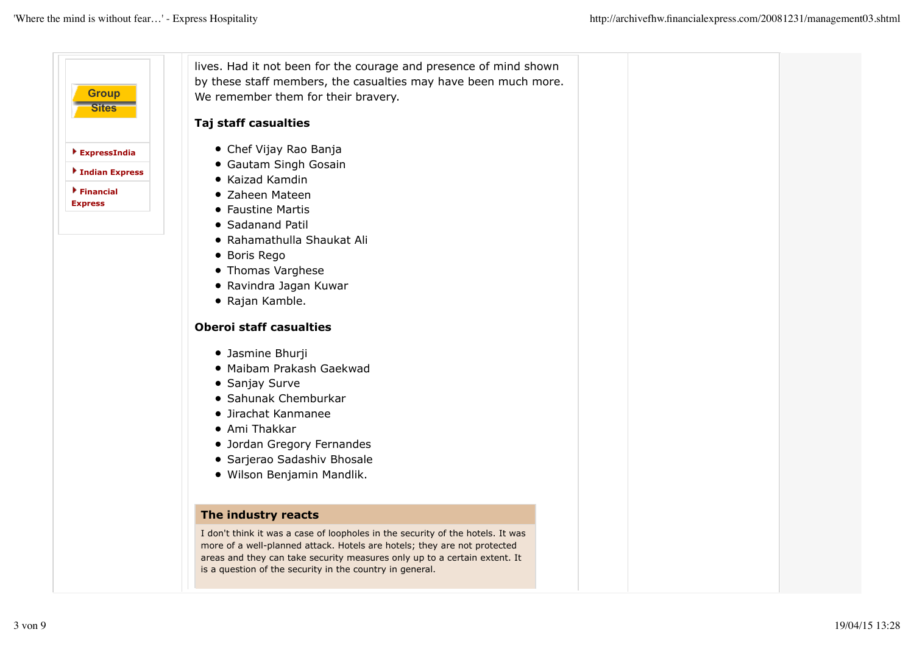lives. Had it not been for the courage and presence of mind shown by these staff members, the casualties may have been much more. We remember them for their bravery.

**Taj staff casualties**

- Chef Vijay Rao Banja
- Gautam Singh Gosain
- Kaizad Kamdin
- Zaheen Mateen
- Faustine Martis
- Sadanand Patil
- Rahamathulla Shaukat Ali
- Boris Rego
- Thomas Varghese
- Ravindra Jagan Kuwar
- Rajan Kamble.

**Oberoi staff casualties**

- Jasmine Bhurji
- Maibam Prakash Gaekwad
- Sanjay Surve
- Sahunak Chemburkar
- Jirachat Kanmanee
- Ami Thakkar
- Jordan Gregory Fernandes
- Sarjerao Sadashiv Bhosale
- Wilson Benjamin Mandlik.

**The industry reacts**

I don't think it was a case of loopholes in the security of the hotels. It was more of a well-planned attack. Hotels are hotels; they are not protected areas and they can take security measures only up to a certain extent. It is a question of the security in the country in general.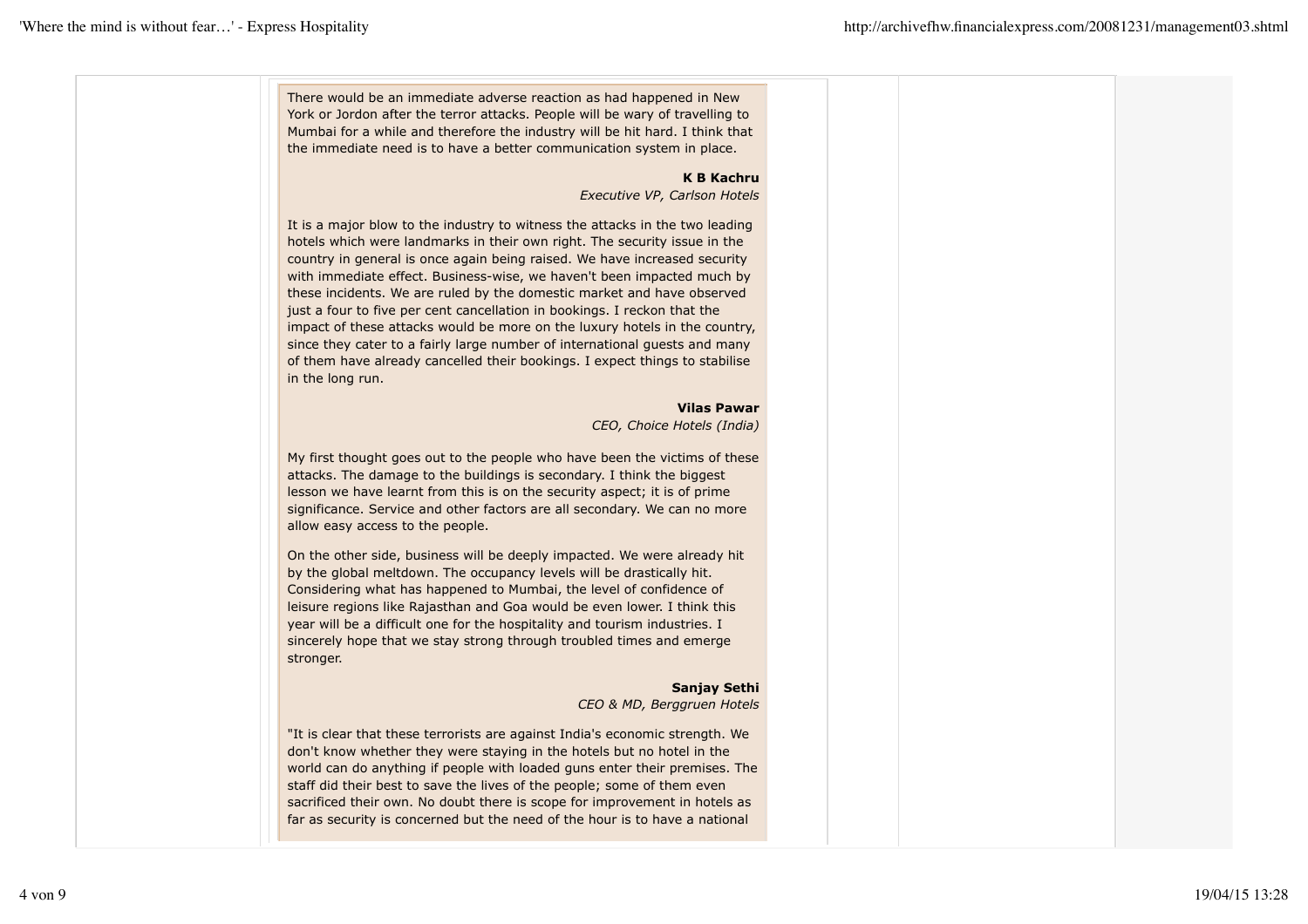There would be an immediate adverse reaction as had happened in New York or Jordon after the terror attacks. People will be wary of travelling to Mumbai for a while and therefore the industry will be hit hard. I think that the immediate need is to have a better communication system in place.

**K B Kachru**
*Executive VP, Carlson Hotels*

It is a major blow to the industry to witness the attacks in the two leading hotels which were landmarks in their own right. The security issue in the country in general is once again being raised. We have increased security with immediate effect. Business-wise, we haven't been impacted much by these incidents. We are ruled by the domestic market and have observed just a four to five per cent cancellation in bookings. I reckon that the impact of these attacks would be more on the luxury hotels in the country, since they cater to a fairly large number of international guests and many of them have already cancelled their bookings. I expect things to stabilise in the long run.

**Vilas Pawar**
*CEO, Choice Hotels (India)*

My first thought goes out to the people who have been the victims of these attacks. The damage to the buildings is secondary. I think the biggest lesson we have learnt from this is on the security aspect; it is of prime significance. Service and other factors are all secondary. We can no more allow easy access to the people.

On the other side, business will be deeply impacted. We were already hit by the global meltdown. The occupancy levels will be drastically hit. Considering what has happened to Mumbai, the level of confidence of leisure regions like Rajasthan and Goa would be even lower. I think this year will be a difficult one for the hospitality and tourism industries. I sincerely hope that we stay strong through troubled times and emerge stronger.

**Sanjay Sethi**
*CEO & MD, Berggruen Hotels*

"It is clear that these terrorists are against India's economic strength. We don't know whether they were staying in the hotels but no hotel in the world can do anything if people with loaded guns enter their premises. The staff did their best to save the lives of the people; some of them even sacrificed their own. No doubt there is scope for improvement in hotels as far as security is concerned but the need of the hour is to have a national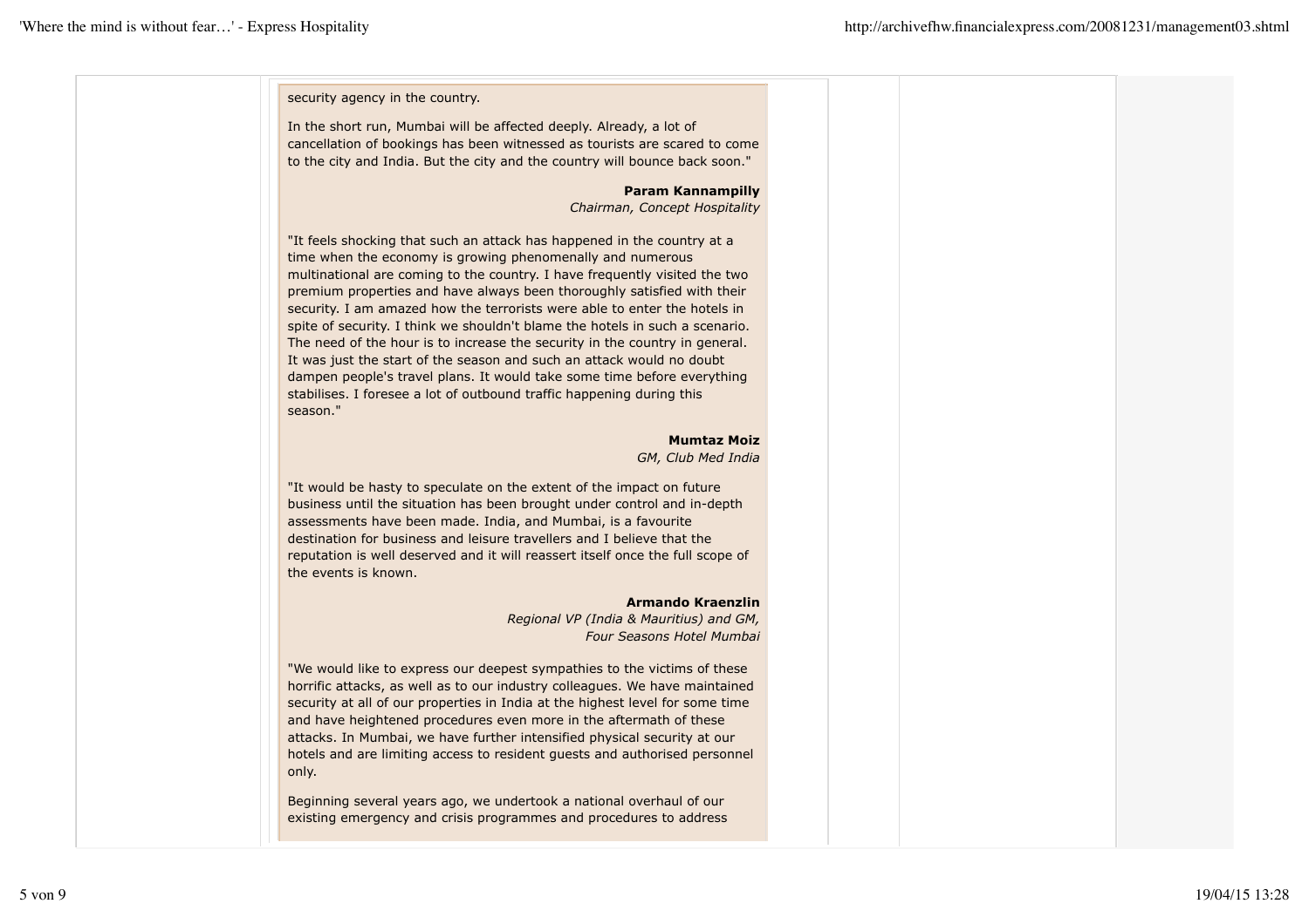security agency in the country.

In the short run, Mumbai will be affected deeply. Already, a lot of cancellation of bookings has been witnessed as tourists are scared to come to the city and India. But the city and the country will bounce back soon."

**Param Kannampilly**
*Chairman, Concept Hospitality*

"It feels shocking that such an attack has happened in the country at a time when the economy is growing phenomenally and numerous multinational are coming to the country. I have frequently visited the two premium properties and have always been thoroughly satisfied with their security. I am amazed how the terrorists were able to enter the hotels in spite of security. I think we shouldn't blame the hotels in such a scenario. The need of the hour is to increase the security in the country in general. It was just the start of the season and such an attack would no doubt dampen people's travel plans. It would take some time before everything stabilises. I foresee a lot of outbound traffic happening during this season."

**Mumtaz Moiz**
*GM, Club Med India*

"It would be hasty to speculate on the extent of the impact on future business until the situation has been brought under control and in-depth assessments have been made. India, and Mumbai, is a favourite destination for business and leisure travellers and I believe that the reputation is well deserved and it will reassert itself once the full scope of the events is known.

**Armando Kraenzlin**
*Regional VP (India & Mauritius) and GM, Four Seasons Hotel Mumbai*

"We would like to express our deepest sympathies to the victims of these horrific attacks, as well as to our industry colleagues. We have maintained security at all of our properties in India at the highest level for some time and have heightened procedures even more in the aftermath of these attacks. In Mumbai, we have further intensified physical security at our hotels and are limiting access to resident guests and authorised personnel only.

Beginning several years ago, we undertook a national overhaul of our existing emergency and crisis programmes and procedures to address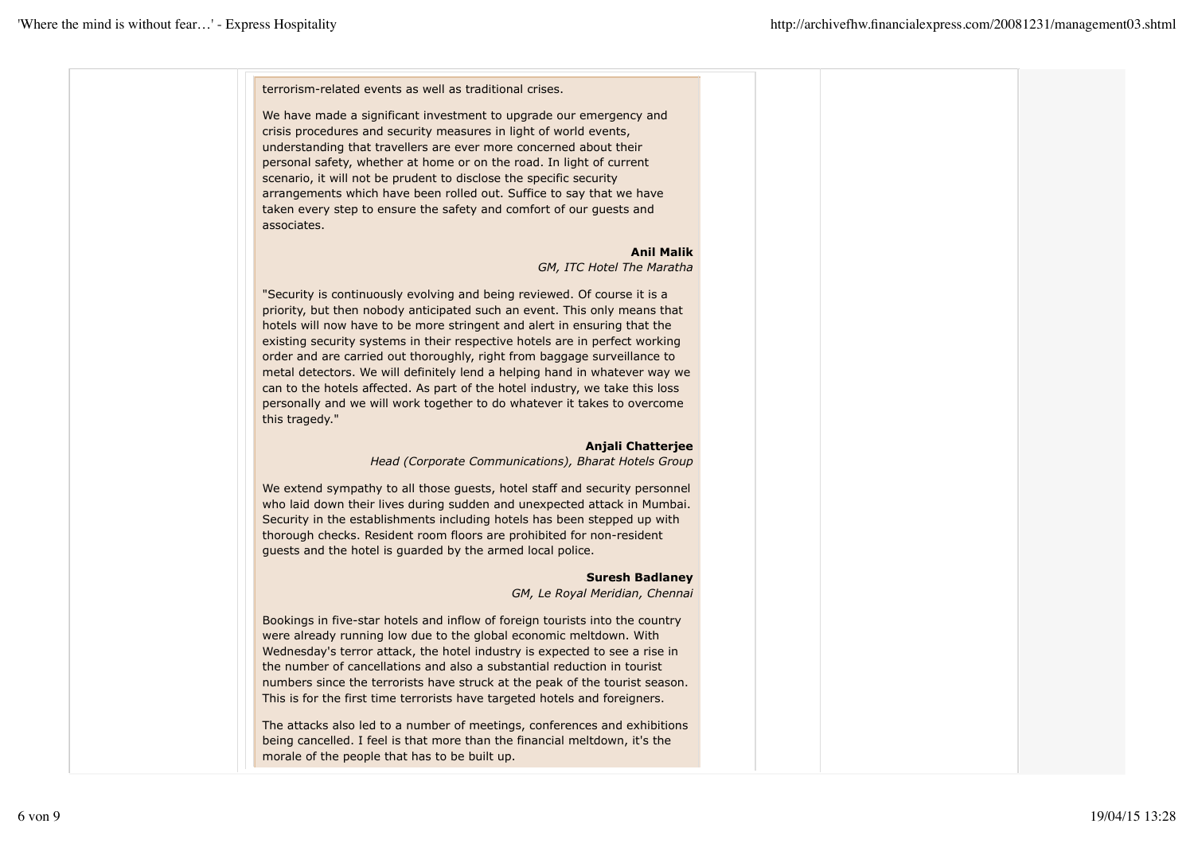terrorism-related events as well as traditional crises.

We have made a significant investment to upgrade our emergency and crisis procedures and security measures in light of world events, understanding that travellers are ever more concerned about their personal safety, whether at home or on the road. In light of current scenario, it will not be prudent to disclose the specific security arrangements which have been rolled out. Suffice to say that we have taken every step to ensure the safety and comfort of our guests and associates.

**Anil Malik**
*GM, ITC Hotel The Maratha*

"Security is continuously evolving and being reviewed. Of course it is a priority, but then nobody anticipated such an event. This only means that hotels will now have to be more stringent and alert in ensuring that the existing security systems in their respective hotels are in perfect working order and are carried out thoroughly, right from baggage surveillance to metal detectors. We will definitely lend a helping hand in whatever way we can to the hotels affected. As part of the hotel industry, we take this loss personally and we will work together to do whatever it takes to overcome this tragedy."

**Anjali Chatterjee**
*Head (Corporate Communications), Bharat Hotels Group*

We extend sympathy to all those guests, hotel staff and security personnel who laid down their lives during sudden and unexpected attack in Mumbai. Security in the establishments including hotels has been stepped up with thorough checks. Resident room floors are prohibited for non-resident guests and the hotel is guarded by the armed local police.

**Suresh Badlaney**
*GM, Le Royal Meridian, Chennai*

Bookings in five-star hotels and inflow of foreign tourists into the country were already running low due to the global economic meltdown. With Wednesday's terror attack, the hotel industry is expected to see a rise in the number of cancellations and also a substantial reduction in tourist numbers since the terrorists have struck at the peak of the tourist season. This is for the first time terrorists have targeted hotels and foreigners.

The attacks also led to a number of meetings, conferences and exhibitions being cancelled. I feel is that more than the financial meltdown, it's the morale of the people that has to be built up.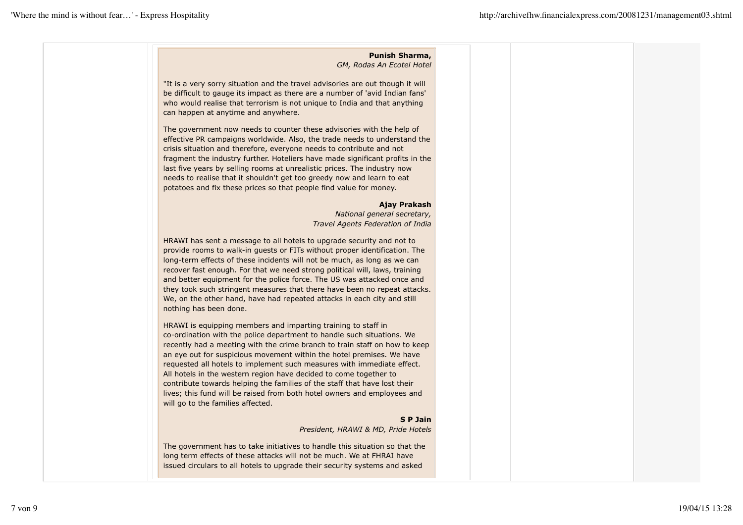**Punish Sharma,**
*GM, Rodas An Ecotel Hotel*

"It is a very sorry situation and the travel advisories are out though it will be difficult to gauge its impact as there are a number of 'avid Indian fans' who would realise that terrorism is not unique to India and that anything can happen at anytime and anywhere.

The government now needs to counter these advisories with the help of effective PR campaigns worldwide. Also, the trade needs to understand the crisis situation and therefore, everyone needs to contribute and not fragment the industry further. Hoteliers have made significant profits in the last five years by selling rooms at unrealistic prices. The industry now needs to realise that it shouldn't get too greedy now and learn to eat potatoes and fix these prices so that people find value for money.

**Ajay Prakash**
*National general secretary,*
*Travel Agents Federation of India*

HRAWI has sent a message to all hotels to upgrade security and not to provide rooms to walk-in guests or FITs without proper identification. The long-term effects of these incidents will not be much, as long as we can recover fast enough. For that we need strong political will, laws, training and better equipment for the police force. The US was attacked once and they took such stringent measures that there have been no repeat attacks. We, on the other hand, have had repeated attacks in each city and still nothing has been done.

HRAWI is equipping members and imparting training to staff in co-ordination with the police department to handle such situations. We recently had a meeting with the crime branch to train staff on how to keep an eye out for suspicious movement within the hotel premises. We have requested all hotels to implement such measures with immediate effect. All hotels in the western region have decided to come together to contribute towards helping the families of the staff that have lost their lives; this fund will be raised from both hotel owners and employees and will go to the families affected.

**S P Jain**
*President, HRAWI & MD, Pride Hotels*

The government has to take initiatives to handle this situation so that the long term effects of these attacks will not be much. We at FHRAI have issued circulars to all hotels to upgrade their security systems and asked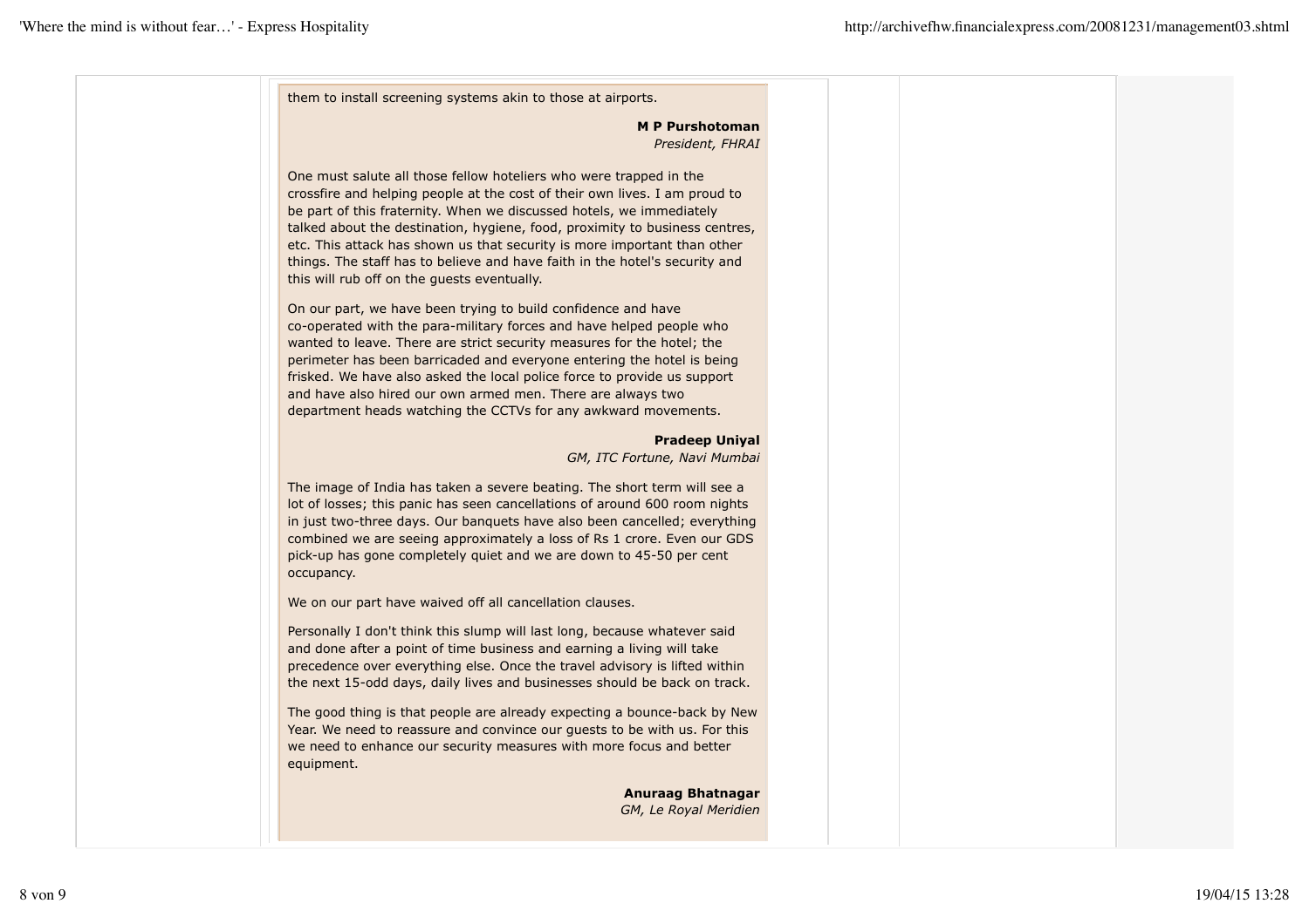them to install screening systems akin to those at airports.

**M P Purshotoman**
*President, FHRAI*

One must salute all those fellow hoteliers who were trapped in the crossfire and helping people at the cost of their own lives. I am proud to be part of this fraternity. When we discussed hotels, we immediately talked about the destination, hygiene, food, proximity to business centres, etc. This attack has shown us that security is more important than other things. The staff has to believe and have faith in the hotel's security and this will rub off on the guests eventually.

On our part, we have been trying to build confidence and have co-operated with the para-military forces and have helped people who wanted to leave. There are strict security measures for the hotel; the perimeter has been barricaded and everyone entering the hotel is being frisked. We have also asked the local police force to provide us support and have also hired our own armed men. There are always two department heads watching the CCTVs for any awkward movements.

**Pradeep Uniyal**
*GM, ITC Fortune, Navi Mumbai*

The image of India has taken a severe beating. The short term will see a lot of losses; this panic has seen cancellations of around 600 room nights in just two-three days. Our banquets have also been cancelled; everything combined we are seeing approximately a loss of Rs 1 crore. Even our GDS pick-up has gone completely quiet and we are down to 45-50 per cent occupancy.

We on our part have waived off all cancellation clauses.

Personally I don't think this slump will last long, because whatever said and done after a point of time business and earning a living will take precedence over everything else. Once the travel advisory is lifted within the next 15-odd days, daily lives and businesses should be back on track.

The good thing is that people are already expecting a bounce-back by New Year. We need to reassure and convince our guests to be with us. For this we need to enhance our security measures with more focus and better equipment.

**Anuraag Bhatnagar**
*GM, Le Royal Meridien*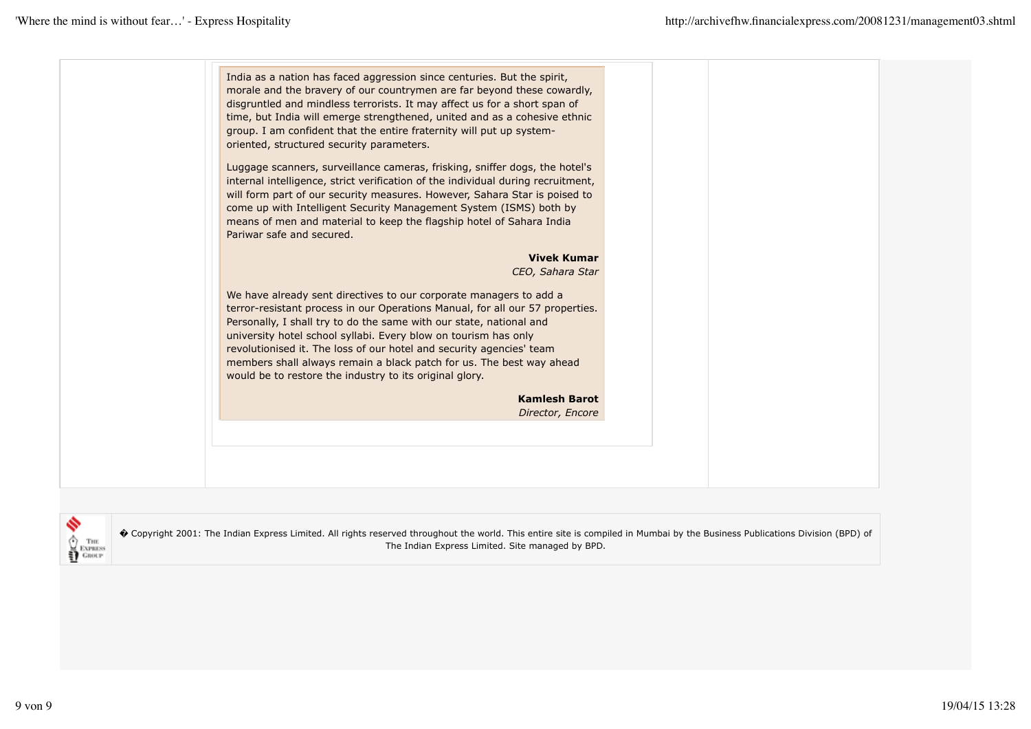India as a nation has faced aggression since centuries. But the spirit, morale and the bravery of our countrymen are far beyond these cowardly, disgruntled and mindless terrorists. It may affect us for a short span of time, but India will emerge strengthened, united and as a cohesive ethnic group. I am confident that the entire fraternity will put up system-oriented, structured security parameters.

Luggage scanners, surveillance cameras, frisking, sniffer dogs, the hotel's internal intelligence, strict verification of the individual during recruitment, will form part of our security measures. However, Sahara Star is poised to come up with Intelligent Security Management System (ISMS) both by means of men and material to keep the flagship hotel of Sahara India Pariwar safe and secured.

**Vivek Kumar**
*CEO, Sahara Star*

We have already sent directives to our corporate managers to add a terror-resistant process in our Operations Manual, for all our 57 properties. Personally, I shall try to do the same with our state, national and university hotel school syllabi. Every blow on tourism has only revolutionised it. The loss of our hotel and security agencies' team members shall always remain a black patch for us. The best way ahead would be to restore the industry to its original glory.

**Kamlesh Barot**
*Director, Encore*

� Copyright 2001: The Indian Express Limited. All rights reserved throughout the world. This entire site is compiled in Mumbai by the Business Publications Division (BPD) of The Indian Express Limited. Site managed by BPD.